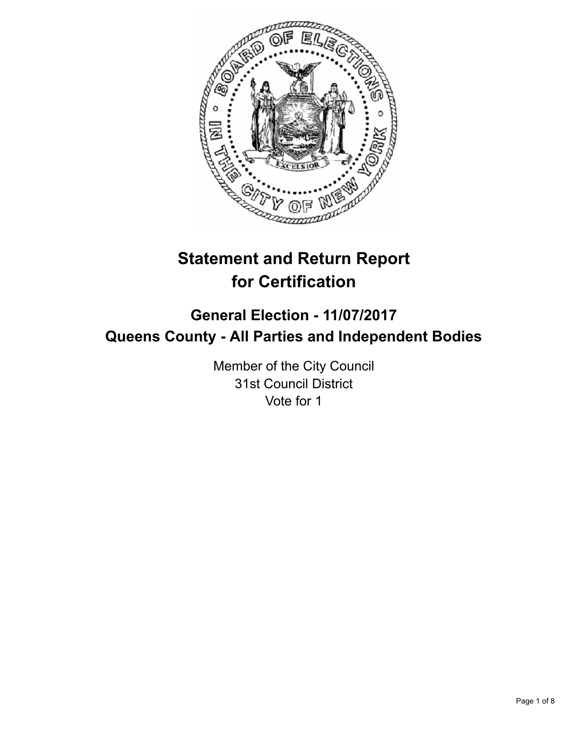# Statement and Return Report for Certification

## General Election - 11/07/2017
## Queens County - All Parties and Independent Bodies

Member of the City Council
31st Council District
Vote for 1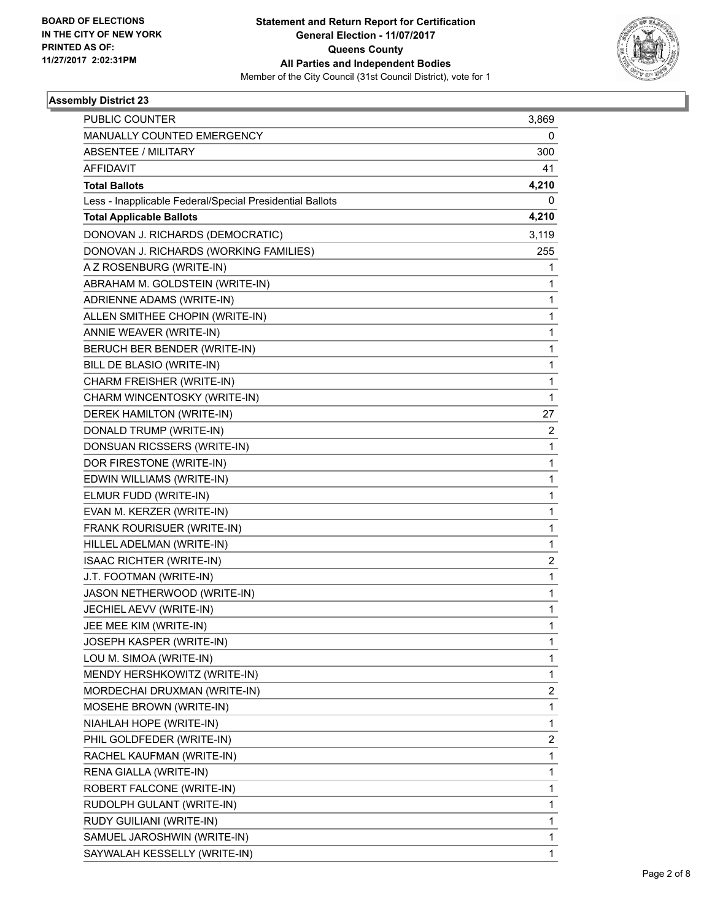BOARD OF ELECTIONS
IN THE CITY OF NEW YORK
PRINTED AS OF:
11/27/2017 2:02:31PM

**Statement and Return Report for Certification**
**General Election - 11/07/2017**
**Queens County**
**All Parties and Independent Bodies**
Member of the City Council (31st Council District), vote for 1

## Assembly District 23

| | |
|---|---|
| PUBLIC COUNTER | 3,869 |
| MANUALLY COUNTED EMERGENCY | 0 |
| ABSENTEE / MILITARY | 300 |
| AFFIDAVIT | 41 |
| **Total Ballots** | **4,210** |
| Less - Inapplicable Federal/Special Presidential Ballots | 0 |
| **Total Applicable Ballots** | **4,210** |
| DONOVAN J. RICHARDS (DEMOCRATIC) | 3,119 |
| DONOVAN J. RICHARDS (WORKING FAMILIES) | 255 |
| A Z ROSENBURG (WRITE-IN) | 1 |
| ABRAHAM M. GOLDSTEIN (WRITE-IN) | 1 |
| ADRIENNE ADAMS (WRITE-IN) | 1 |
| ALLEN SMITHEE CHOPIN (WRITE-IN) | 1 |
| ANNIE WEAVER (WRITE-IN) | 1 |
| BERUCH BER BENDER (WRITE-IN) | 1 |
| BILL DE BLASIO (WRITE-IN) | 1 |
| CHARM FREISHER (WRITE-IN) | 1 |
| CHARM WINCENTOSKY (WRITE-IN) | 1 |
| DEREK HAMILTON (WRITE-IN) | 27 |
| DONALD TRUMP (WRITE-IN) | 2 |
| DONSUAN RICSSERS (WRITE-IN) | 1 |
| DOR FIRESTONE (WRITE-IN) | 1 |
| EDWIN WILLIAMS (WRITE-IN) | 1 |
| ELMUR FUDD (WRITE-IN) | 1 |
| EVAN M. KERZER (WRITE-IN) | 1 |
| FRANK ROURISUER (WRITE-IN) | 1 |
| HILLEL ADELMAN (WRITE-IN) | 1 |
| ISAAC RICHTER (WRITE-IN) | 2 |
| J.T. FOOTMAN (WRITE-IN) | 1 |
| JASON NETHERWOOD (WRITE-IN) | 1 |
| JECHIEL AEVV (WRITE-IN) | 1 |
| JEE MEE KIM (WRITE-IN) | 1 |
| JOSEPH KASPER (WRITE-IN) | 1 |
| LOU M. SIMOA (WRITE-IN) | 1 |
| MENDY HERSHKOWITZ (WRITE-IN) | 1 |
| MORDECHAI DRUXMAN (WRITE-IN) | 2 |
| MOSEHE BROWN (WRITE-IN) | 1 |
| NIAHLAH HOPE (WRITE-IN) | 1 |
| PHIL GOLDFEDER (WRITE-IN) | 2 |
| RACHEL KAUFMAN (WRITE-IN) | 1 |
| RENA GIALLA (WRITE-IN) | 1 |
| ROBERT FALCONE (WRITE-IN) | 1 |
| RUDOLPH GULANT (WRITE-IN) | 1 |
| RUDY GUILIANI (WRITE-IN) | 1 |
| SAMUEL JAROSHWIN (WRITE-IN) | 1 |
| SAYWALAH KESSELLY (WRITE-IN) | 1 |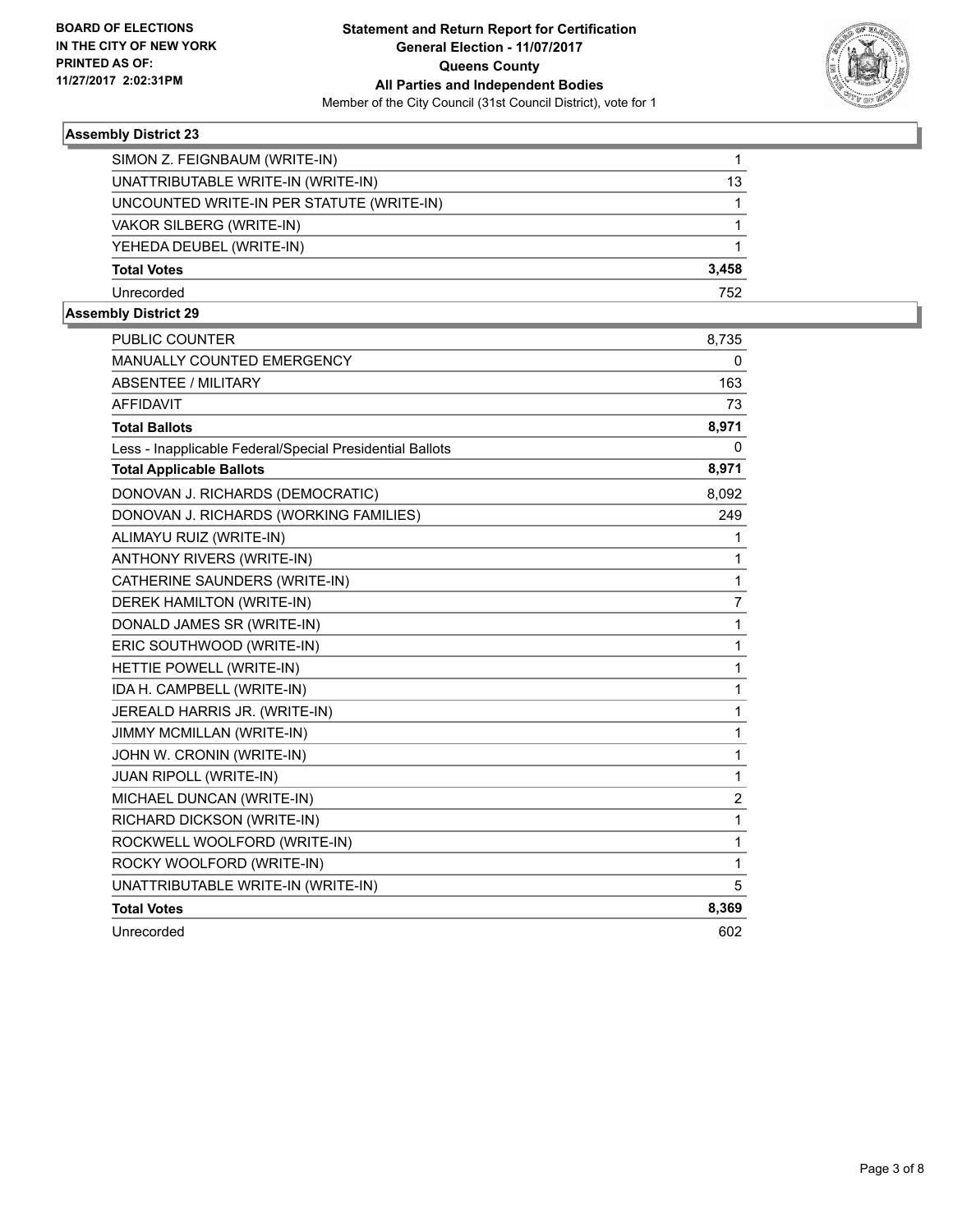**BOARD OF ELECTIONS**
**IN THE CITY OF NEW YORK**
**PRINTED AS OF:**
**11/27/2017 2:02:31PM**

# Statement and Return Report for Certification
## General Election - 11/07/2017
## Queens County
## All Parties and Independent Bodies
Member of the City Council (31st Council District), vote for 1

### Assembly District 23

| | |
|---|---|
| SIMON Z. FEIGNBAUM (WRITE-IN) | 1 |
| UNATTRIBUTABLE WRITE-IN (WRITE-IN) | 13 |
| UNCOUNTED WRITE-IN PER STATUTE (WRITE-IN) | 1 |
| VAKOR SILBERG (WRITE-IN) | 1 |
| YEHEDA DEUBEL (WRITE-IN) | 1 |
| **Total Votes** | **3,458** |
| Unrecorded | 752 |

### Assembly District 29

| | |
|---|---|
| PUBLIC COUNTER | 8,735 |
| MANUALLY COUNTED EMERGENCY | 0 |
| ABSENTEE / MILITARY | 163 |
| AFFIDAVIT | 73 |
| **Total Ballots** | **8,971** |
| Less - Inapplicable Federal/Special Presidential Ballots | 0 |
| **Total Applicable Ballots** | **8,971** |
| DONOVAN J. RICHARDS (DEMOCRATIC) | 8,092 |
| DONOVAN J. RICHARDS (WORKING FAMILIES) | 249 |
| ALIMAYU RUIZ (WRITE-IN) | 1 |
| ANTHONY RIVERS (WRITE-IN) | 1 |
| CATHERINE SAUNDERS (WRITE-IN) | 1 |
| DEREK HAMILTON (WRITE-IN) | 7 |
| DONALD JAMES SR (WRITE-IN) | 1 |
| ERIC SOUTHWOOD (WRITE-IN) | 1 |
| HETTIE POWELL (WRITE-IN) | 1 |
| IDA H. CAMPBELL (WRITE-IN) | 1 |
| JEREALD HARRIS JR. (WRITE-IN) | 1 |
| JIMMY MCMILLAN (WRITE-IN) | 1 |
| JOHN W. CRONIN (WRITE-IN) | 1 |
| JUAN RIPOLL (WRITE-IN) | 1 |
| MICHAEL DUNCAN (WRITE-IN) | 2 |
| RICHARD DICKSON (WRITE-IN) | 1 |
| ROCKWELL WOOLFORD (WRITE-IN) | 1 |
| ROCKY WOOLFORD (WRITE-IN) | 1 |
| UNATTRIBUTABLE WRITE-IN (WRITE-IN) | 5 |
| **Total Votes** | **8,369** |
| Unrecorded | 602 |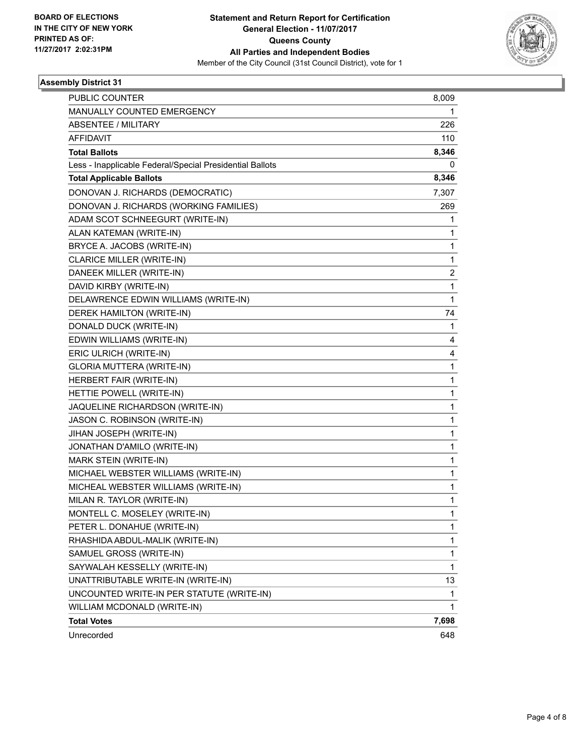**BOARD OF ELECTIONS IN THE CITY OF NEW YORK**
**PRINTED AS OF: 11/27/2017 2:02:31PM**

**Statement and Return Report for Certification**
**General Election - 11/07/2017**
**Queens County**
**All Parties and Independent Bodies**
Member of the City Council (31st Council District), vote for 1

### Assembly District 31

| | |
|---|---|
| PUBLIC COUNTER | 8,009 |
| MANUALLY COUNTED EMERGENCY | 1 |
| ABSENTEE / MILITARY | 226 |
| AFFIDAVIT | 110 |
| **Total Ballots** | **8,346** |
| Less - Inapplicable Federal/Special Presidential Ballots | 0 |
| **Total Applicable Ballots** | **8,346** |
| DONOVAN J. RICHARDS (DEMOCRATIC) | 7,307 |
| DONOVAN J. RICHARDS (WORKING FAMILIES) | 269 |
| ADAM SCOT SCHNEEGURT (WRITE-IN) | 1 |
| ALAN KATEMAN (WRITE-IN) | 1 |
| BRYCE A. JACOBS (WRITE-IN) | 1 |
| CLARICE MILLER (WRITE-IN) | 1 |
| DANEEK MILLER (WRITE-IN) | 2 |
| DAVID KIRBY (WRITE-IN) | 1 |
| DELAWRENCE EDWIN WILLIAMS (WRITE-IN) | 1 |
| DEREK HAMILTON (WRITE-IN) | 74 |
| DONALD DUCK (WRITE-IN) | 1 |
| EDWIN WILLIAMS (WRITE-IN) | 4 |
| ERIC ULRICH (WRITE-IN) | 4 |
| GLORIA MUTTERA (WRITE-IN) | 1 |
| HERBERT FAIR (WRITE-IN) | 1 |
| HETTIE POWELL (WRITE-IN) | 1 |
| JAQUELINE RICHARDSON (WRITE-IN) | 1 |
| JASON C. ROBINSON (WRITE-IN) | 1 |
| JIHAN JOSEPH (WRITE-IN) | 1 |
| JONATHAN D'AMILO (WRITE-IN) | 1 |
| MARK STEIN (WRITE-IN) | 1 |
| MICHAEL WEBSTER WILLIAMS (WRITE-IN) | 1 |
| MICHEAL WEBSTER WILLIAMS (WRITE-IN) | 1 |
| MILAN R. TAYLOR (WRITE-IN) | 1 |
| MONTELL C. MOSELEY (WRITE-IN) | 1 |
| PETER L. DONAHUE (WRITE-IN) | 1 |
| RHASHIDA ABDUL-MALIK (WRITE-IN) | 1 |
| SAMUEL GROSS (WRITE-IN) | 1 |
| SAYWALAH KESSELLY (WRITE-IN) | 1 |
| UNATTRIBUTABLE WRITE-IN (WRITE-IN) | 13 |
| UNCOUNTED WRITE-IN PER STATUTE (WRITE-IN) | 1 |
| WILLIAM MCDONALD (WRITE-IN) | 1 |
| **Total Votes** | **7,698** |
| Unrecorded | 648 |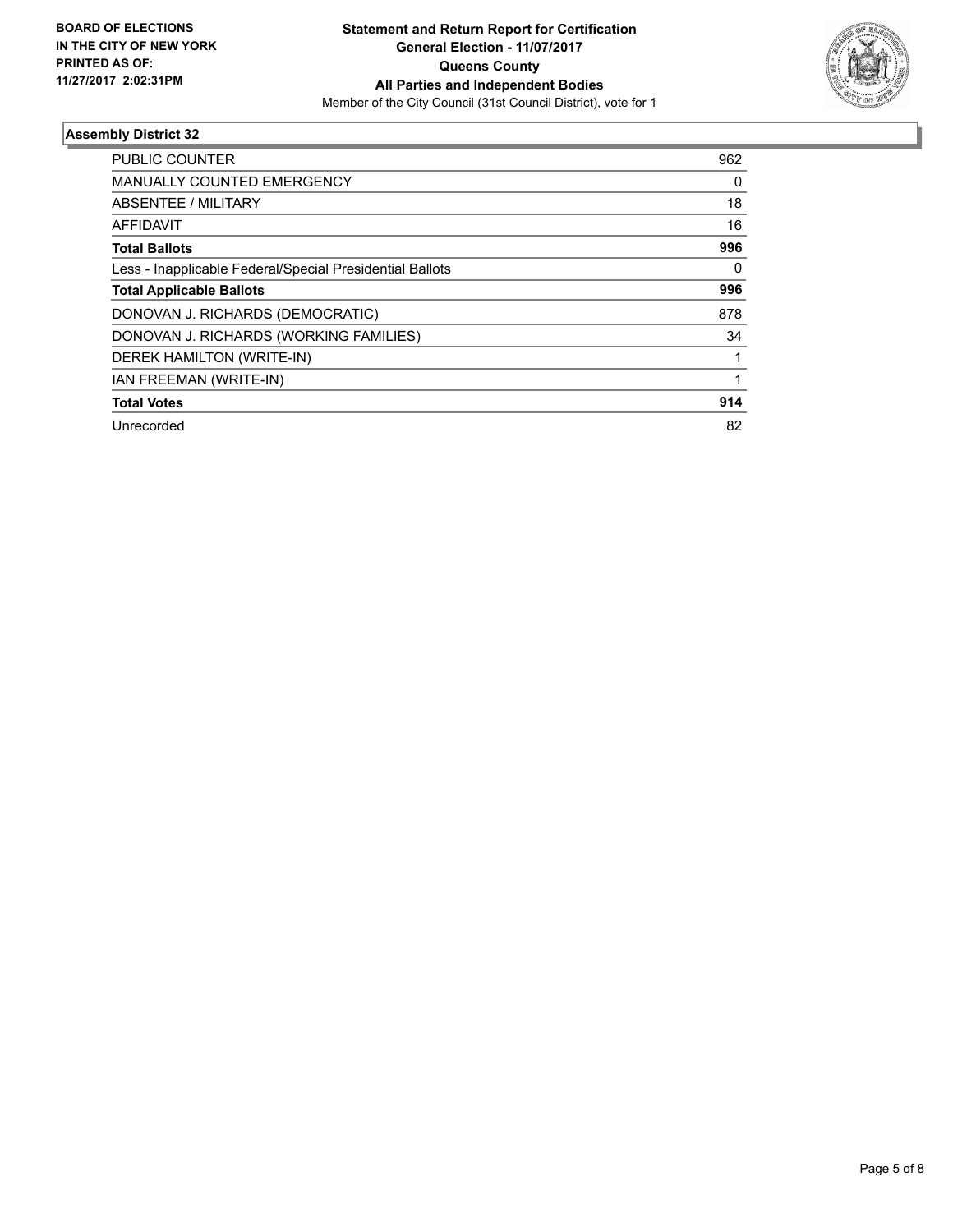**BOARD OF ELECTIONS IN THE CITY OF NEW YORK PRINTED AS OF: 11/27/2017 2:02:31PM**

**Statement and Return Report for Certification General Election - 11/07/2017 Queens County All Parties and Independent Bodies**

Member of the City Council (31st Council District), vote for 1

### Assembly District 32

| | |
|---|---|
| PUBLIC COUNTER | 962 |
| MANUALLY COUNTED EMERGENCY | 0 |
| ABSENTEE / MILITARY | 18 |
| AFFIDAVIT | 16 |
| **Total Ballots** | **996** |
| Less - Inapplicable Federal/Special Presidential Ballots | 0 |
| **Total Applicable Ballots** | **996** |
| DONOVAN J. RICHARDS (DEMOCRATIC) | 878 |
| DONOVAN J. RICHARDS (WORKING FAMILIES) | 34 |
| DEREK HAMILTON (WRITE-IN) | 1 |
| IAN FREEMAN (WRITE-IN) | 1 |
| **Total Votes** | **914** |
| Unrecorded | 82 |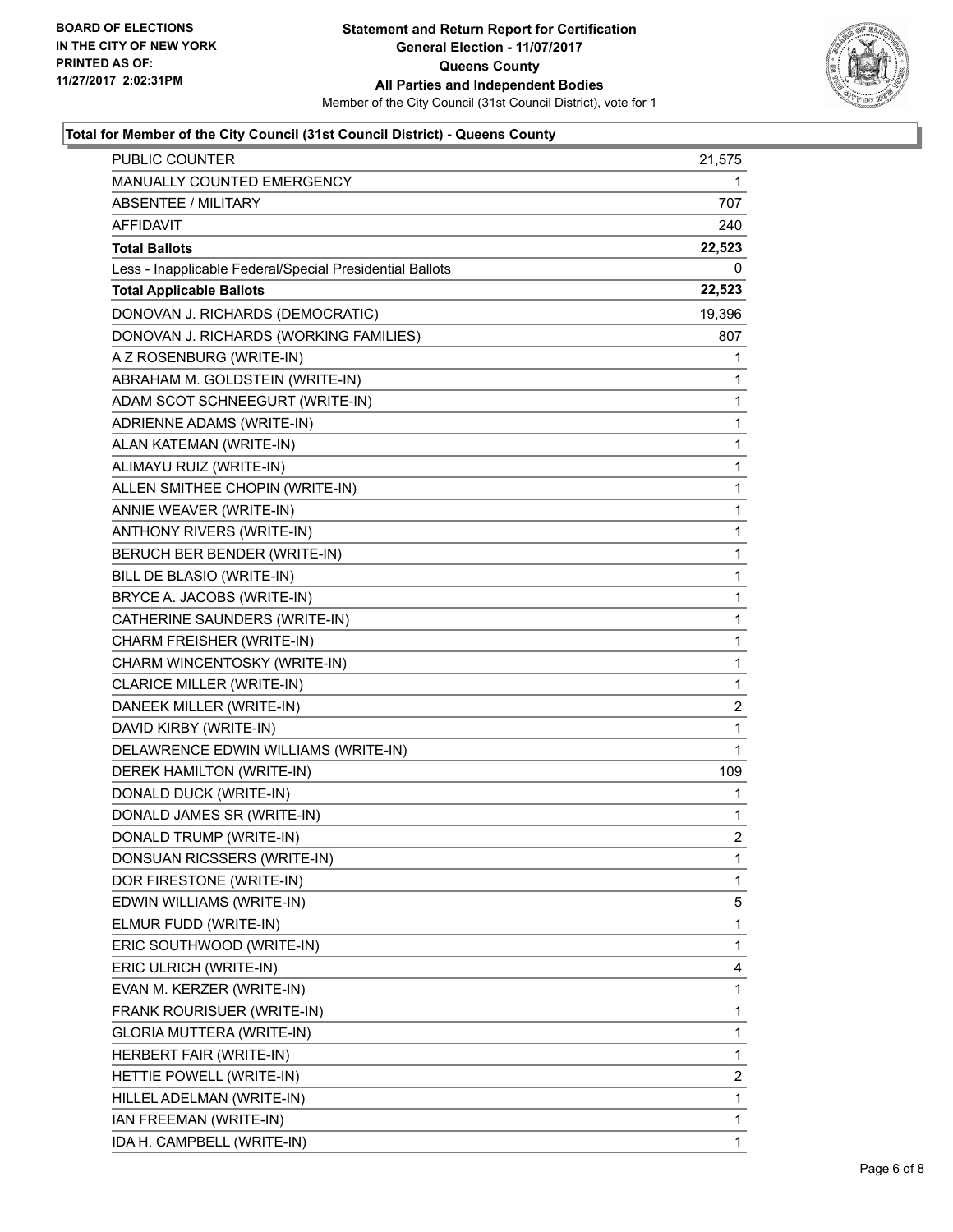**BOARD OF ELECTIONS IN THE CITY OF NEW YORK PRINTED AS OF: 11/27/2017 2:02:31PM**

**Statement and Return Report for Certification**
**General Election - 11/07/2017**
**Queens County**
**All Parties and Independent Bodies**
Member of the City Council (31st Council District), vote for 1

**Total for Member of the City Council (31st Council District) - Queens County**

| | |
|---|---|
| PUBLIC COUNTER | 21,575 |
| MANUALLY COUNTED EMERGENCY | 1 |
| ABSENTEE / MILITARY | 707 |
| AFFIDAVIT | 240 |
| **Total Ballots** | **22,523** |
| Less - Inapplicable Federal/Special Presidential Ballots | 0 |
| **Total Applicable Ballots** | **22,523** |
| DONOVAN J. RICHARDS (DEMOCRATIC) | 19,396 |
| DONOVAN J. RICHARDS (WORKING FAMILIES) | 807 |
| A Z ROSENBURG (WRITE-IN) | 1 |
| ABRAHAM M. GOLDSTEIN (WRITE-IN) | 1 |
| ADAM SCOT SCHNEEGURT (WRITE-IN) | 1 |
| ADRIENNE ADAMS (WRITE-IN) | 1 |
| ALAN KATEMAN (WRITE-IN) | 1 |
| ALIMAYU RUIZ (WRITE-IN) | 1 |
| ALLEN SMITHEE CHOPIN (WRITE-IN) | 1 |
| ANNIE WEAVER (WRITE-IN) | 1 |
| ANTHONY RIVERS (WRITE-IN) | 1 |
| BERUCH BER BENDER (WRITE-IN) | 1 |
| BILL DE BLASIO (WRITE-IN) | 1 |
| BRYCE A. JACOBS (WRITE-IN) | 1 |
| CATHERINE SAUNDERS (WRITE-IN) | 1 |
| CHARM FREISHER (WRITE-IN) | 1 |
| CHARM WINCENTOSKY (WRITE-IN) | 1 |
| CLARICE MILLER (WRITE-IN) | 1 |
| DANEEK MILLER (WRITE-IN) | 2 |
| DAVID KIRBY (WRITE-IN) | 1 |
| DELAWRENCE EDWIN WILLIAMS (WRITE-IN) | 1 |
| DEREK HAMILTON (WRITE-IN) | 109 |
| DONALD DUCK (WRITE-IN) | 1 |
| DONALD JAMES SR (WRITE-IN) | 1 |
| DONALD TRUMP (WRITE-IN) | 2 |
| DONSUAN RICSSERS (WRITE-IN) | 1 |
| DOR FIRESTONE (WRITE-IN) | 1 |
| EDWIN WILLIAMS (WRITE-IN) | 5 |
| ELMUR FUDD (WRITE-IN) | 1 |
| ERIC SOUTHWOOD (WRITE-IN) | 1 |
| ERIC ULRICH (WRITE-IN) | 4 |
| EVAN M. KERZER (WRITE-IN) | 1 |
| FRANK ROURISUER (WRITE-IN) | 1 |
| GLORIA MUTTERA (WRITE-IN) | 1 |
| HERBERT FAIR (WRITE-IN) | 1 |
| HETTIE POWELL (WRITE-IN) | 2 |
| HILLEL ADELMAN (WRITE-IN) | 1 |
| IAN FREEMAN (WRITE-IN) | 1 |
| IDA H. CAMPBELL (WRITE-IN) | 1 |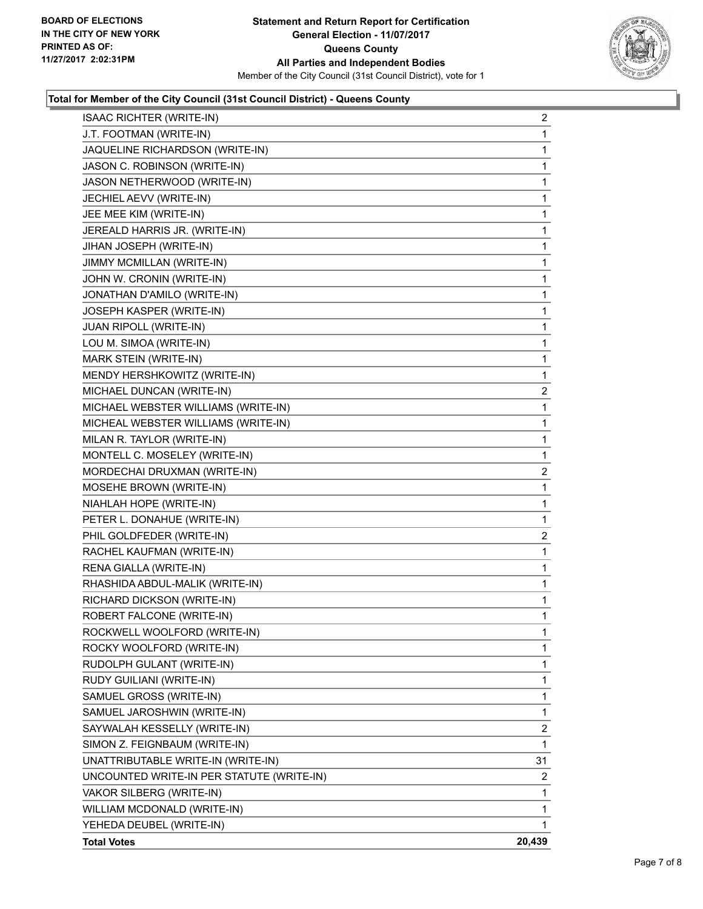**Statement and Return Report for Certification**
**General Election - 11/07/2017**
**Queens County**
**All Parties and Independent Bodies**
Member of the City Council (31st Council District), vote for 1

BOARD OF ELECTIONS
IN THE CITY OF NEW YORK
PRINTED AS OF:
11/27/2017 2:02:31PM

### Total for Member of the City Council (31st Council District) - Queens County

| | |
|---|---|
| ISAAC RICHTER (WRITE-IN) | 2 |
| J.T. FOOTMAN (WRITE-IN) | 1 |
| JAQUELINE RICHARDSON (WRITE-IN) | 1 |
| JASON C. ROBINSON (WRITE-IN) | 1 |
| JASON NETHERWOOD (WRITE-IN) | 1 |
| JECHIEL AEVV (WRITE-IN) | 1 |
| JEE MEE KIM (WRITE-IN) | 1 |
| JEREALD HARRIS JR. (WRITE-IN) | 1 |
| JIHAN JOSEPH (WRITE-IN) | 1 |
| JIMMY MCMILLAN (WRITE-IN) | 1 |
| JOHN W. CRONIN (WRITE-IN) | 1 |
| JONATHAN D'AMILO (WRITE-IN) | 1 |
| JOSEPH KASPER (WRITE-IN) | 1 |
| JUAN RIPOLL (WRITE-IN) | 1 |
| LOU M. SIMOA (WRITE-IN) | 1 |
| MARK STEIN (WRITE-IN) | 1 |
| MENDY HERSHKOWITZ (WRITE-IN) | 1 |
| MICHAEL DUNCAN (WRITE-IN) | 2 |
| MICHAEL WEBSTER WILLIAMS (WRITE-IN) | 1 |
| MICHEAL WEBSTER WILLIAMS (WRITE-IN) | 1 |
| MILAN R. TAYLOR (WRITE-IN) | 1 |
| MONTELL C. MOSELEY (WRITE-IN) | 1 |
| MORDECHAI DRUXMAN (WRITE-IN) | 2 |
| MOSEHE BROWN (WRITE-IN) | 1 |
| NIAHLAH HOPE (WRITE-IN) | 1 |
| PETER L. DONAHUE (WRITE-IN) | 1 |
| PHIL GOLDFEDER (WRITE-IN) | 2 |
| RACHEL KAUFMAN (WRITE-IN) | 1 |
| RENA GIALLA (WRITE-IN) | 1 |
| RHASHIDA ABDUL-MALIK (WRITE-IN) | 1 |
| RICHARD DICKSON (WRITE-IN) | 1 |
| ROBERT FALCONE (WRITE-IN) | 1 |
| ROCKWELL WOOLFORD (WRITE-IN) | 1 |
| ROCKY WOOLFORD (WRITE-IN) | 1 |
| RUDOLPH GULANT (WRITE-IN) | 1 |
| RUDY GUILIANI (WRITE-IN) | 1 |
| SAMUEL GROSS (WRITE-IN) | 1 |
| SAMUEL JAROSHWIN (WRITE-IN) | 1 |
| SAYWALAH KESSELLY (WRITE-IN) | 2 |
| SIMON Z. FEIGNBAUM (WRITE-IN) | 1 |
| UNATTRIBUTABLE WRITE-IN (WRITE-IN) | 31 |
| UNCOUNTED WRITE-IN PER STATUTE (WRITE-IN) | 2 |
| VAKOR SILBERG (WRITE-IN) | 1 |
| WILLIAM MCDONALD (WRITE-IN) | 1 |
| YEHEDA DEUBEL (WRITE-IN) | 1 |
| **Total Votes** | **20,439** |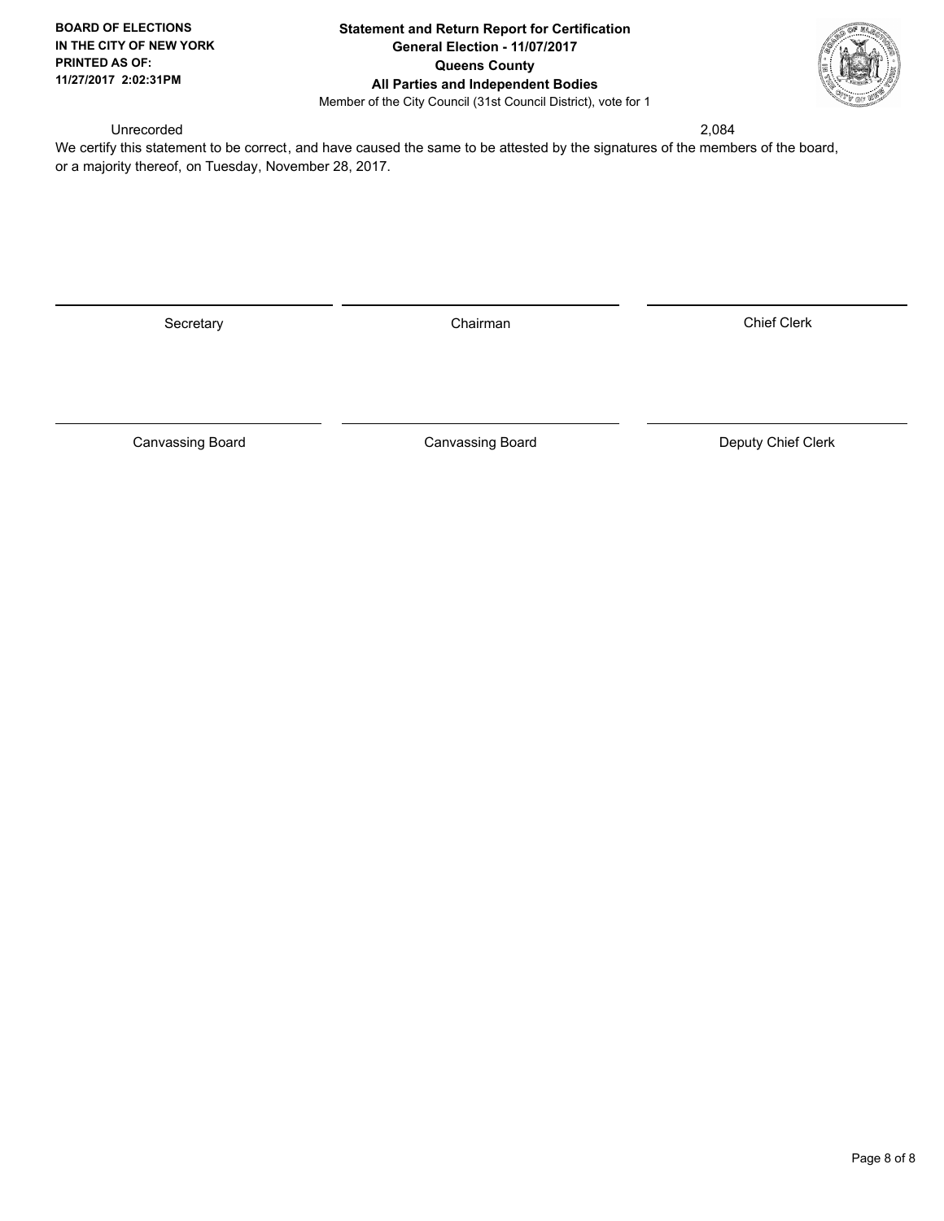| | |
|---|---|
| Unrecorded | 2,084 |

We certify this statement to be correct, and have caused the same to be attested by the signatures of the members of the board, or a majority thereof, on Tuesday, November 28, 2017.

| | | |
|---|---|---|
| Secretary | Chairman | Chief Clerk |
| Canvassing Board | Canvassing Board | Deputy Chief Clerk |